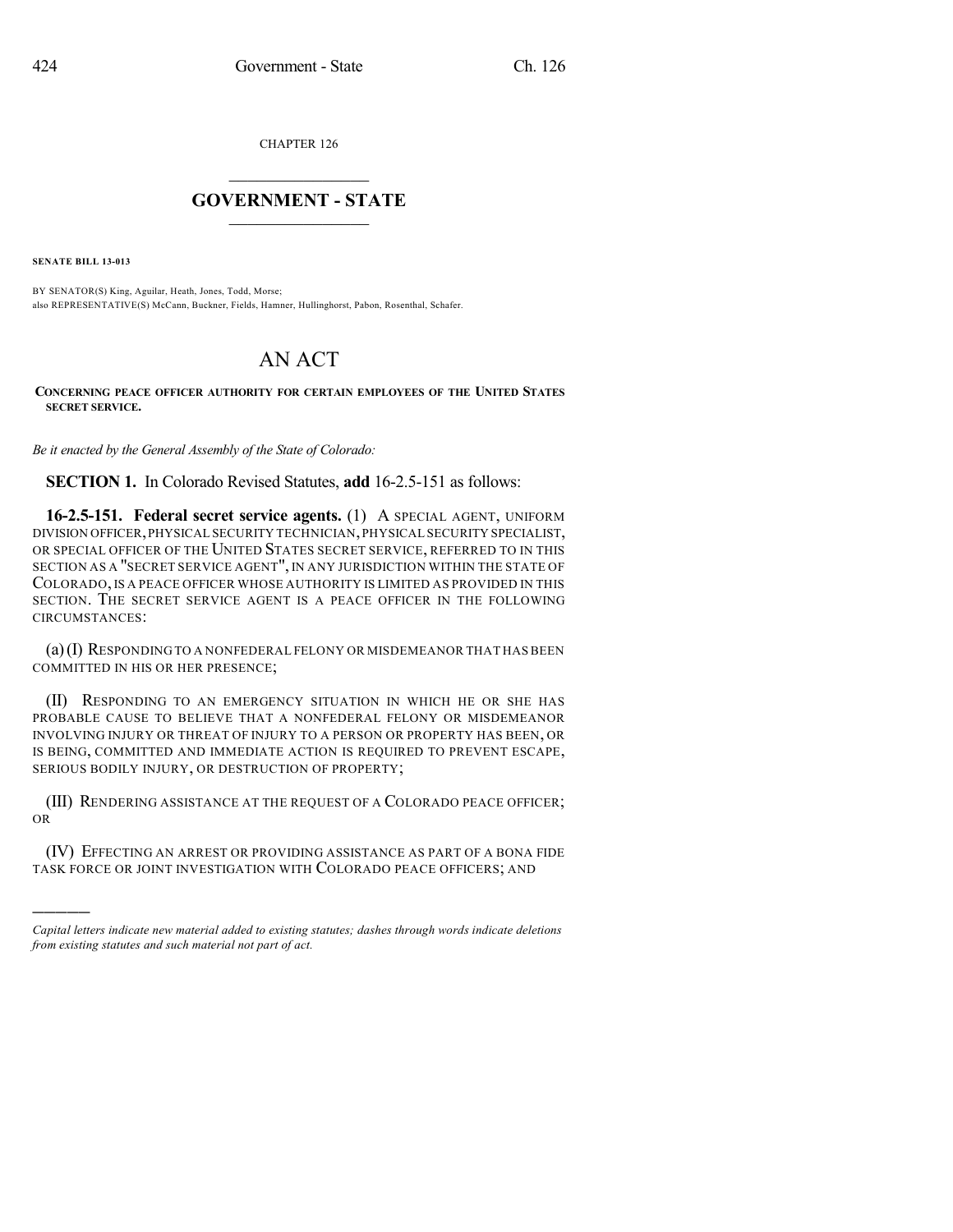CHAPTER 126

# GOVERNMENT - STATE

**SENATE BILL 13-013**

BY SENATOR(S) King, Aguilar, Heath, Jones, Todd, Morse;
also REPRESENTATIVE(S) McCann, Buckner, Fields, Hamner, Hullinghorst, Pabon, Rosenthal, Schafer.

# AN ACT

**CONCERNING PEACE OFFICER AUTHORITY FOR CERTAIN EMPLOYEES OF THE UNITED STATES SECRET SERVICE.**

*Be it enacted by the General Assembly of the State of Colorado:*

**SECTION 1.** In Colorado Revised Statutes, **add** 16-2.5-151 as follows:

**16-2.5-151. Federal secret service agents.** (1) A SPECIAL AGENT, UNIFORM DIVISION OFFICER, PHYSICAL SECURITY TECHNICIAN, PHYSICAL SECURITY SPECIALIST, OR SPECIAL OFFICER OF THE UNITED STATES SECRET SERVICE, REFERRED TO IN THIS SECTION AS A "SECRET SERVICE AGENT", IN ANY JURISDICTION WITHIN THE STATE OF COLORADO, IS A PEACE OFFICER WHOSE AUTHORITY IS LIMITED AS PROVIDED IN THIS SECTION. THE SECRET SERVICE AGENT IS A PEACE OFFICER IN THE FOLLOWING CIRCUMSTANCES:

(a) (I) RESPONDING TO A NONFEDERAL FELONY OR MISDEMEANOR THAT HAS BEEN COMMITTED IN HIS OR HER PRESENCE;

(II) RESPONDING TO AN EMERGENCY SITUATION IN WHICH HE OR SHE HAS PROBABLE CAUSE TO BELIEVE THAT A NONFEDERAL FELONY OR MISDEMEANOR INVOLVING INJURY OR THREAT OF INJURY TO A PERSON OR PROPERTY HAS BEEN, OR IS BEING, COMMITTED AND IMMEDIATE ACTION IS REQUIRED TO PREVENT ESCAPE, SERIOUS BODILY INJURY, OR DESTRUCTION OF PROPERTY;

(III) RENDERING ASSISTANCE AT THE REQUEST OF A COLORADO PEACE OFFICER; OR

(IV) EFFECTING AN ARREST OR PROVIDING ASSISTANCE AS PART OF A BONA FIDE TASK FORCE OR JOINT INVESTIGATION WITH COLORADO PEACE OFFICERS; AND

---

*Capital letters indicate new material added to existing statutes; dashes through words indicate deletions from existing statutes and such material not part of act.*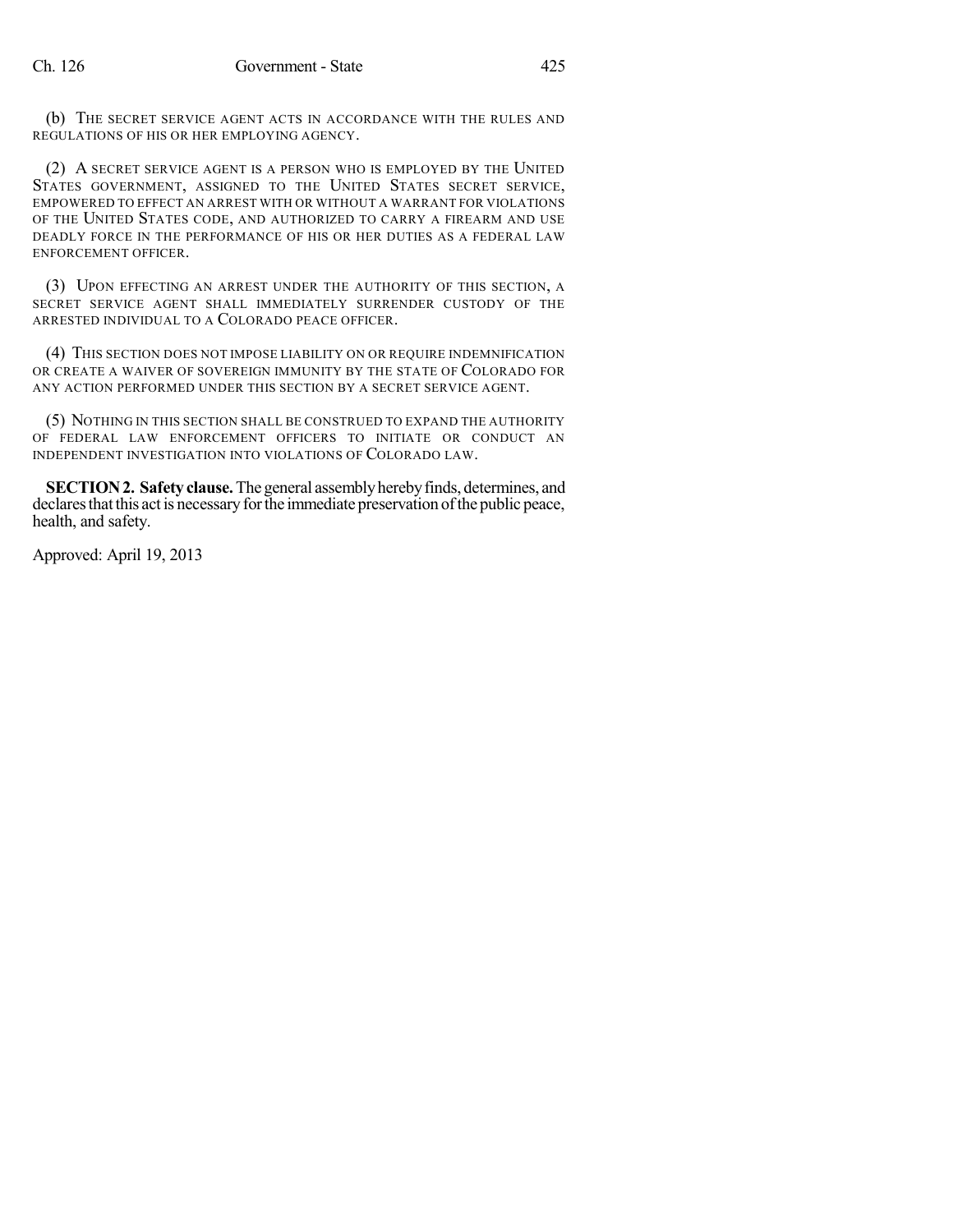(b) THE SECRET SERVICE AGENT ACTS IN ACCORDANCE WITH THE RULES AND REGULATIONS OF HIS OR HER EMPLOYING AGENCY.

(2) A SECRET SERVICE AGENT IS A PERSON WHO IS EMPLOYED BY THE UNITED STATES GOVERNMENT, ASSIGNED TO THE UNITED STATES SECRET SERVICE, EMPOWERED TO EFFECT AN ARREST WITH OR WITHOUT A WARRANT FOR VIOLATIONS OF THE UNITED STATES CODE, AND AUTHORIZED TO CARRY A FIREARM AND USE DEADLY FORCE IN THE PERFORMANCE OF HIS OR HER DUTIES AS A FEDERAL LAW ENFORCEMENT OFFICER.

(3) UPON EFFECTING AN ARREST UNDER THE AUTHORITY OF THIS SECTION, A SECRET SERVICE AGENT SHALL IMMEDIATELY SURRENDER CUSTODY OF THE ARRESTED INDIVIDUAL TO A COLORADO PEACE OFFICER.

(4) THIS SECTION DOES NOT IMPOSE LIABILITY ON OR REQUIRE INDEMNIFICATION OR CREATE A WAIVER OF SOVEREIGN IMMUNITY BY THE STATE OF COLORADO FOR ANY ACTION PERFORMED UNDER THIS SECTION BY A SECRET SERVICE AGENT.

(5) NOTHING IN THIS SECTION SHALL BE CONSTRUED TO EXPAND THE AUTHORITY OF FEDERAL LAW ENFORCEMENT OFFICERS TO INITIATE OR CONDUCT AN INDEPENDENT INVESTIGATION INTO VIOLATIONS OF COLORADO LAW.

**SECTION 2. Safety clause.** The general assembly hereby finds, determines, and declares that this act is necessary for the immediate preservation of the public peace, health, and safety.

Approved: April 19, 2013